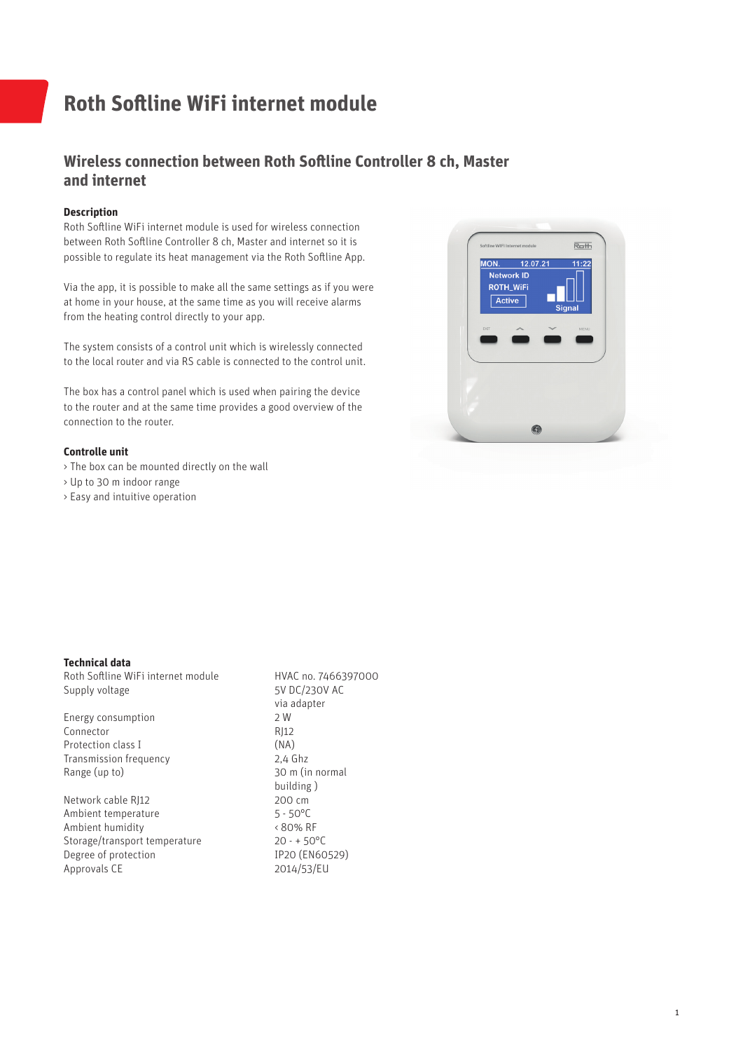# Roth Softline WiFi internet module

## Wireless connection between Roth Softline Controller 8 ch, Master and internet

### Description

Roth Softline WiFi internet module is used for wireless connection between Roth Softline Controller 8 ch, Master and internet so it is possible to regulate its heat management via the Roth Softline App.

Via the app, it is possible to make all the same settings as if you were at home in your house, at the same time as you will receive alarms from the heating control directly to your app.

The system consists of a control unit which is wirelessly connected to the local router and via RS cable is connected to the control unit.

The box has a control panel which is used when pairing the device to the router and at the same time provides a good overview of the connection to the router.

### Controlle unit

› The box can be mounted directly on the wall
› Up to 30 m indoor range
› Easy and intuitive operation

### Technical data

| | |
|---|---|
| Roth Softline WiFi internet module | HVAC no. 7466397000 |
| Supply voltage | 5V DC/230V AC via adapter |
| Energy consumption | 2 W |
| Connector | RJ12 |
| Protection class I | (NA) |
| Transmission frequency | 2,4 Ghz |
| Range (up to) | 30 m (in normal building ) |
| Network cable RJ12 | 200 cm |
| Ambient temperature | 5 - 50°C |
| Ambient humidity | ‹ 80% RF |
| Storage/transport temperature | 20 - + 50°C |
| Degree of protection | IP20 (EN60529) |
| Approvals CE | 2014/53/EU |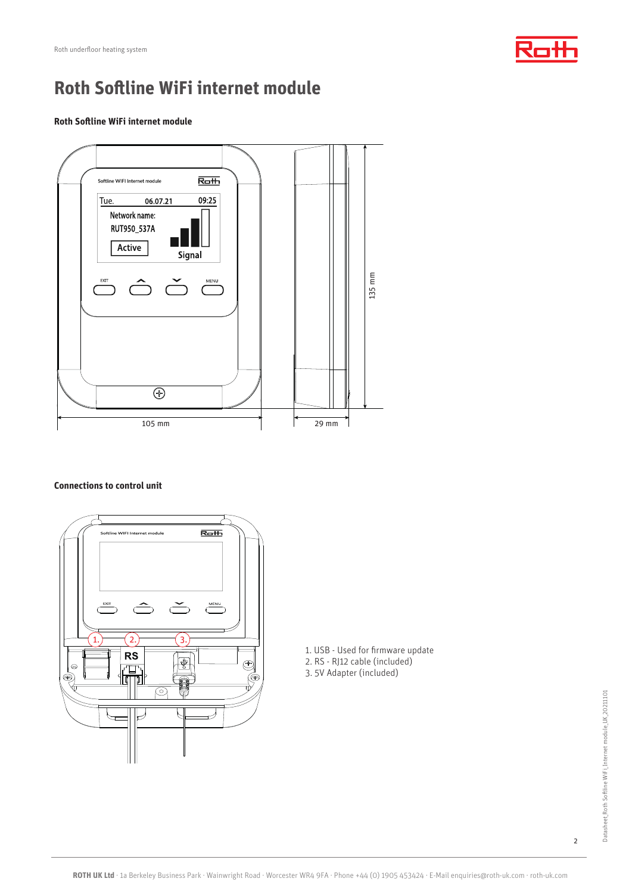# Roth Softline WiFi internet module

### Roth Softline WiFi internet module

105 mm

29 mm

135 mm

### Connections to control unit

1. USB - Used for firmware update
2. RS - RJ12 cable (included)
3. 5V Adapter (included)

**ROTH UK Ltd** · 1a Berkeley Business Park · Wainwright Road · Worcester WR4 9FA · Phone +44 (0) 1905 453424 · E-Mail enquiries@roth-uk.com · roth-uk.com